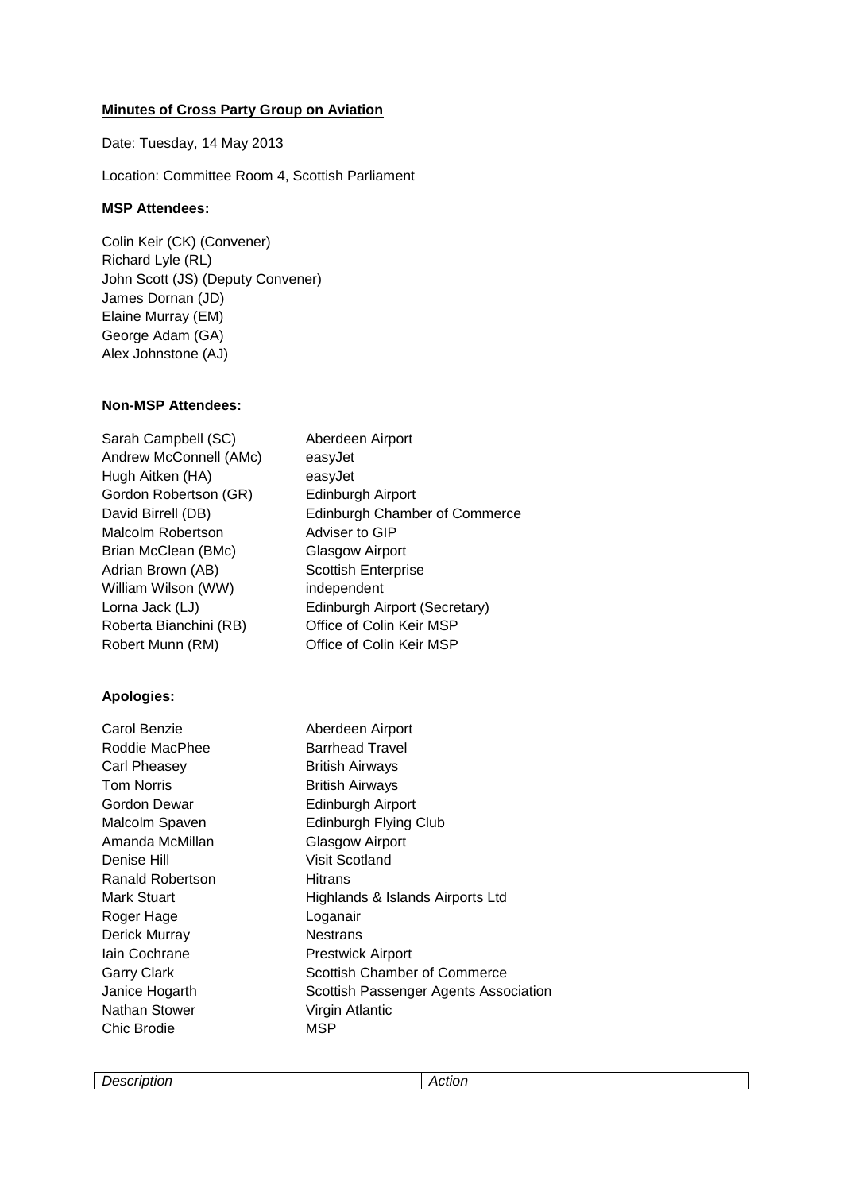**Minutes of Cross Party Group on Aviation**

Date: Tuesday, 14 May 2013

Location: Committee Room 4, Scottish Parliament

**MSP Attendees:**

Colin Keir (CK) (Convener)
Richard Lyle (RL)
John Scott (JS) (Deputy Convener)
James Dornan (JD)
Elaine Murray (EM)
George Adam (GA)
Alex Johnstone (AJ)

**Non-MSP Attendees:**

| | |
|---|---|
| Sarah Campbell (SC) | Aberdeen Airport |
| Andrew McConnell (AMc) | easyJet |
| Hugh Aitken (HA) | easyJet |
| Gordon Robertson (GR) | Edinburgh Airport |
| David Birrell (DB) | Edinburgh Chamber of Commerce |
| Malcolm Robertson | Adviser to GIP |
| Brian McClean (BMc) | Glasgow Airport |
| Adrian Brown (AB) | Scottish Enterprise |
| William Wilson (WW) | independent |
| Lorna Jack (LJ) | Edinburgh Airport (Secretary) |
| Roberta Bianchini (RB) | Office of Colin Keir MSP |
| Robert Munn (RM) | Office of Colin Keir MSP |

**Apologies:**

| | |
|---|---|
| Carol Benzie | Aberdeen Airport |
| Roddie MacPhee | Barrhead Travel |
| Carl Pheasey | British Airways |
| Tom Norris | British Airways |
| Gordon Dewar | Edinburgh Airport |
| Malcolm Spaven | Edinburgh Flying Club |
| Amanda McMillan | Glasgow Airport |
| Denise Hill | Visit Scotland |
| Ranald Robertson | Hitrans |
| Mark Stuart | Highlands & Islands Airports Ltd |
| Roger Hage | Loganair |
| Derick Murray | Nestrans |
| Iain Cochrane | Prestwick Airport |
| Garry Clark | Scottish Chamber of Commerce |
| Janice Hogarth | Scottish Passenger Agents Association |
| Nathan Stower | Virgin Atlantic |
| Chic Brodie | MSP |

| *Description* | *Action* |
|---|---|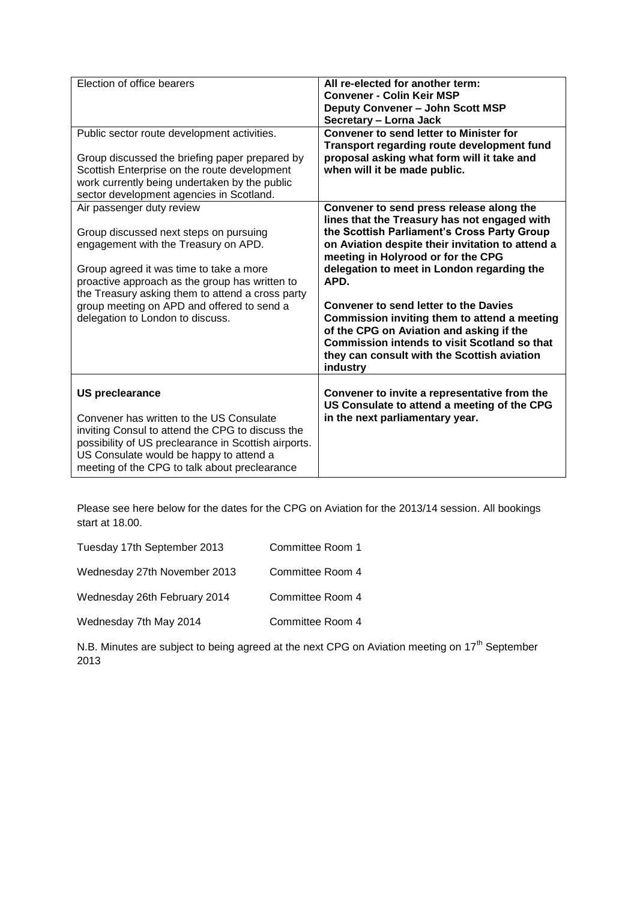| | |
|---|---|
| Election of office bearers | **All re-elected for another term:**<br>**Convener - Colin Keir MSP**<br>**Deputy Convener – John Scott MSP**<br>**Secretary – Lorna Jack** |
| Public sector route development activities.<br><br>Group discussed the briefing paper prepared by Scottish Enterprise on the route development work currently being undertaken by the public sector development agencies in Scotland. | **Convener to send letter to Minister for Transport regarding route development fund proposal asking what form will it take and when will it be made public.** |
| Air passenger duty review<br><br>Group discussed next steps on pursuing engagement with the Treasury on APD.<br><br>Group agreed it was time to take a more proactive approach as the group has written to the Treasury asking them to attend a cross party group meeting on APD and offered to send a delegation to London to discuss. | **Convener to send press release along the lines that the Treasury has not engaged with the Scottish Parliament's Cross Party Group on Aviation despite their invitation to attend a meeting in Holyrood or for the CPG delegation to meet in London regarding the APD.**<br><br>**Convener to send letter to the Davies Commission inviting them to attend a meeting of the CPG on Aviation and asking if the Commission intends to visit Scotland so that they can consult with the Scottish aviation industry** |
| **US preclearance**<br><br>Convener has written to the US Consulate inviting Consul to attend the CPG to discuss the possibility of US preclearance in Scottish airports. US Consulate would be happy to attend a meeting of the CPG to talk about preclearance | **Convener to invite a representative from the US Consulate to attend a meeting of the CPG in the next parliamentary year.** |

Please see here below for the dates for the CPG on Aviation for the 2013/14 session. All bookings start at 18.00.

| | |
|---|---|
| Tuesday 17th September 2013 | Committee Room 1 |
| Wednesday 27th November 2013 | Committee Room 4 |
| Wednesday 26th February 2014 | Committee Room 4 |
| Wednesday 7th May 2014 | Committee Room 4 |

N.B. Minutes are subject to being agreed at the next CPG on Aviation meeting on 17th September 2013